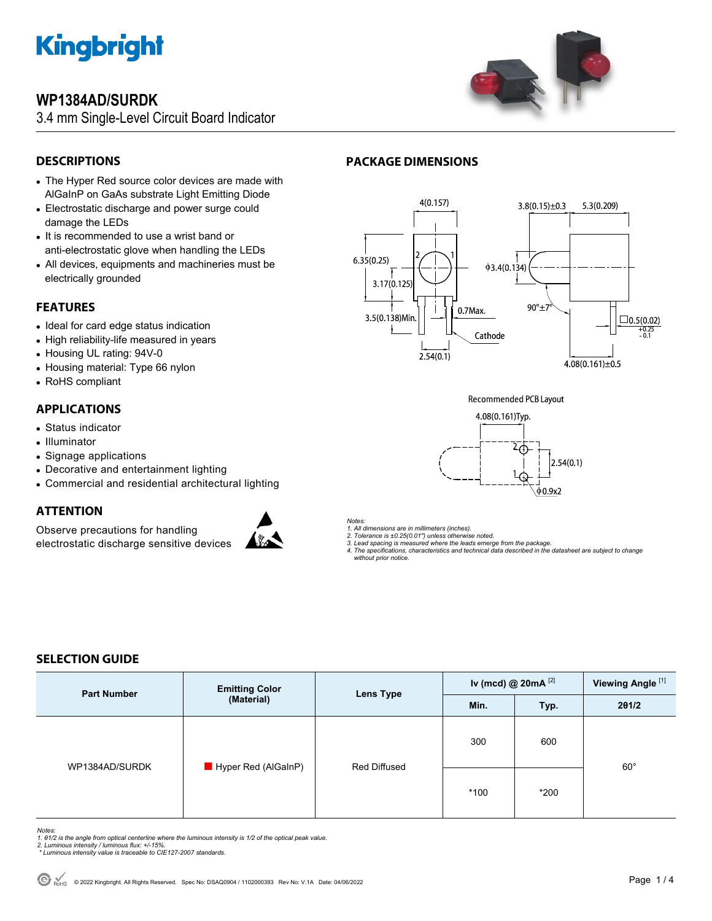# WP1384AD/SURDK

3.4 mm Single-Level Circuit Board Indicator

## DESCRIPTIONS

- The Hyper Red source color devices are made with AlGaInP on GaAs substrate Light Emitting Diode
- Electrostatic discharge and power surge could damage the LEDs
- It is recommended to use a wrist band or anti-electrostatic glove when handling the LEDs
- All devices, equipments and machineries must be electrically grounded

## FEATURES

- Ideal for card edge status indication
- High reliability-life measured in years
- Housing UL rating: 94V-0
- Housing material: Type 66 nylon
- RoHS compliant

## APPLICATIONS

- Status indicator
- Illuminator
- Signage applications
- Decorative and entertainment lighting
- Commercial and residential architectural lighting

## ATTENTION

Observe precautions for handling electrostatic discharge sensitive devices

## PACKAGE DIMENSIONS

*Notes:*
*1. All dimensions are in millimeters (inches).*
*2. Tolerance is ±0.25(0.01") unless otherwise noted.*
*3. Lead spacing is measured where the leads emerge from the package.*
*4. The specifications, characteristics and technical data described in the datasheet are subject to change without prior notice.*

## SELECTION GUIDE

| Part Number | Emitting Color (Material) | Lens Type | Iv (mcd) @ 20mA [2] | | Viewing Angle [1] |
|---|---|---|---|---|---|
| | | | Min. | Typ. | 2θ1/2 |
| WP1384AD/SURDK | Hyper Red (AlGaInP) | Red Diffused | 300 | 600 | 60° |
| | | | *100 | *200 | |

*Notes:*
*1. θ1/2 is the angle from optical centerline where the luminous intensity is 1/2 of the optical peak value.*
*2. Luminous intensity / luminous flux: +/-15%.*
*\* Luminous intensity value is traceable to CIE127-2007 standards.*

© 2022 Kingbright. All Rights Reserved. Spec No: DSAQ0904 / 1102000393 Rev No: V.1A Date: 04/06/2022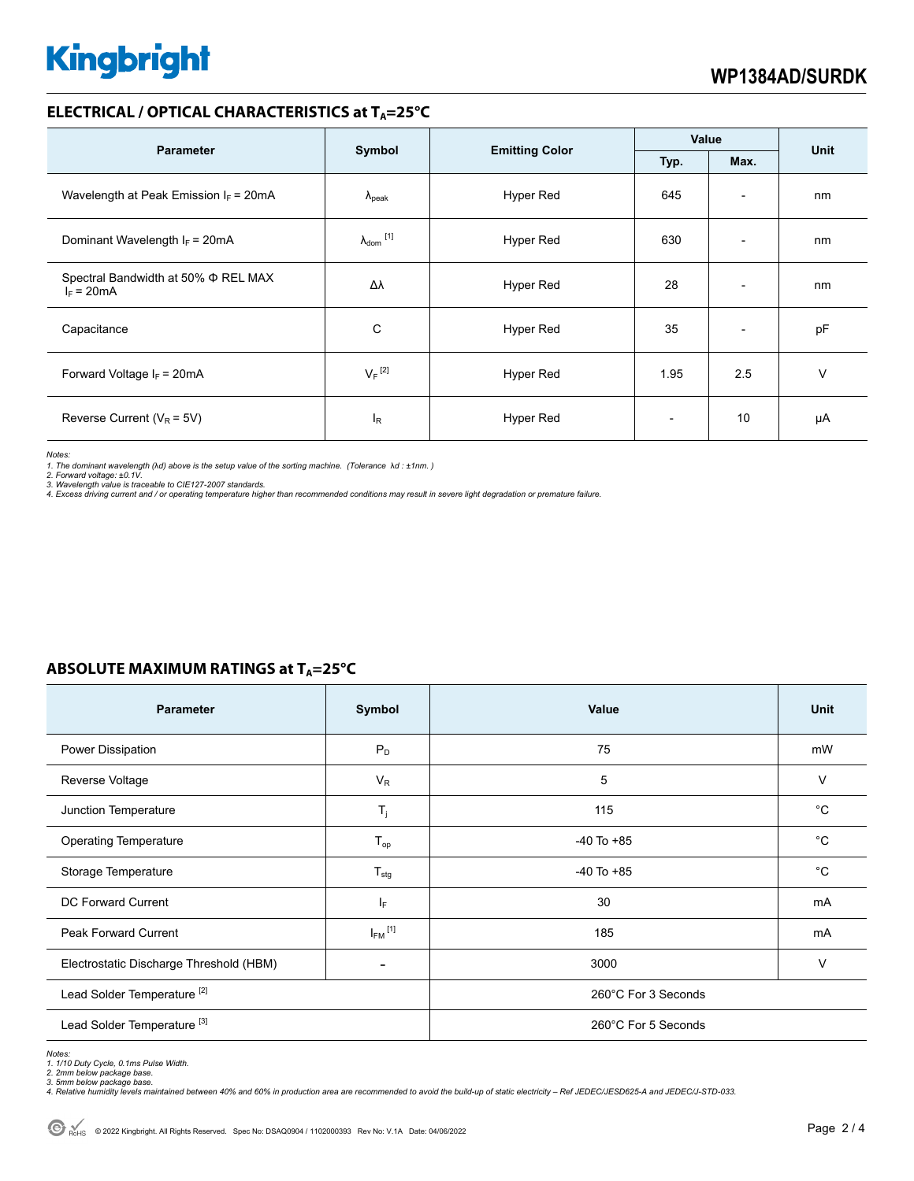## ELECTRICAL / OPTICAL CHARACTERISTICS at $T_A$=25°C

| Parameter | Symbol | Emitting Color | Value | | Unit |
|---|---|---|---|---|---|
| | | | Typ. | Max. | |
| Wavelength at Peak Emission $I_F$ = 20mA | $\lambda_{peak}$ | Hyper Red | 645 | - | nm |
| Dominant Wavelength $I_F$ = 20mA | $\lambda_{dom}$ [1] | Hyper Red | 630 | - | nm |
| Spectral Bandwidth at 50% Φ REL MAX $I_F$ = 20mA | Δλ | Hyper Red | 28 | - | nm |
| Capacitance | C | Hyper Red | 35 | - | pF |
| Forward Voltage $I_F$ = 20mA | $V_F$ [2] | Hyper Red | 1.95 | 2.5 | V |
| Reverse Current ($V_R$ = 5V) | $I_R$ | Hyper Red | - | 10 | μA |

*Notes:*
*1. The dominant wavelength (λd) above is the setup value of the sorting machine. (Tolerance λd : ±1nm. )*
*2. Forward voltage: ±0.1V.*
*3. Wavelength value is traceable to CIE127-2007 standards.*
*4. Excess driving current and / or operating temperature higher than recommended conditions may result in severe light degradation or premature failure.*

## ABSOLUTE MAXIMUM RATINGS at $T_A$=25°C

| Parameter | Symbol | Value | Unit |
|---|---|---|---|
| Power Dissipation | $P_D$ | 75 | mW |
| Reverse Voltage | $V_R$ | 5 | V |
| Junction Temperature | $T_j$ | 115 | °C |
| Operating Temperature | $T_{op}$ | -40 To +85 | °C |
| Storage Temperature | $T_{stg}$ | -40 To +85 | °C |
| DC Forward Current | $I_F$ | 30 | mA |
| Peak Forward Current | $I_{FM}$ [1] | 185 | mA |
| Electrostatic Discharge Threshold (HBM) | - | 3000 | V |
| Lead Solder Temperature [2] | | 260°C For 3 Seconds | |
| Lead Solder Temperature [3] | | 260°C For 5 Seconds | |

*Notes:*
*1. 1/10 Duty Cycle, 0.1ms Pulse Width.*
*2. 2mm below package base.*
*3. 5mm below package base.*
*4. Relative humidity levels maintained between 40% and 60% in production area are recommended to avoid the build-up of static electricity – Ref JEDEC/JESD625-A and JEDEC/J-STD-033.*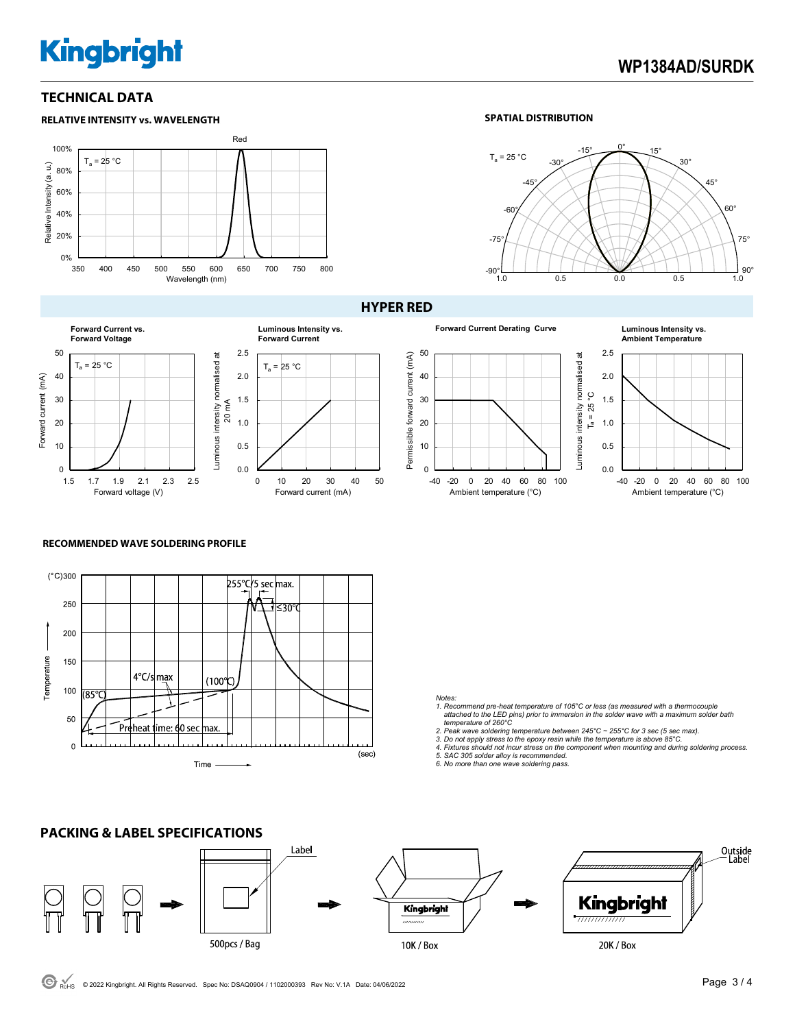## TECHNICAL DATA

### RELATIVE INTENSITY vs. WAVELENGTH

### SPATIAL DISTRIBUTION

## HYPER RED

**Forward Current vs. Forward Voltage**

**Luminous Intensity vs. Forward Current**

**Forward Current Derating Curve**

**Luminous Intensity vs. Ambient Temperature**

### RECOMMENDED WAVE SOLDERING PROFILE

*Notes:*
1. *Recommend pre-heat temperature of 105°C or less (as measured with a thermocouple attached to the LED pins) prior to immersion in the solder wave with a maximum solder bath temperature of 260°C*
2. *Peak wave soldering temperature between 245°C ~ 255°C for 3 sec (5 sec max).*
3. *Do not apply stress to the epoxy resin while the temperature is above 85°C.*
4. *Fixtures should not incur stress on the component when mounting and during soldering process.*
5. *SAC 305 solder alloy is recommended.*
6. *No more than one wave soldering pass.*

## PACKING & LABEL SPECIFICATIONS

500pcs / Bag → 10K / Box → 20K / Box

© 2022 Kingbright. All Rights Reserved. Spec No: DSAQ0904 / 1102000393 Rev No: V.1A Date: 04/06/2022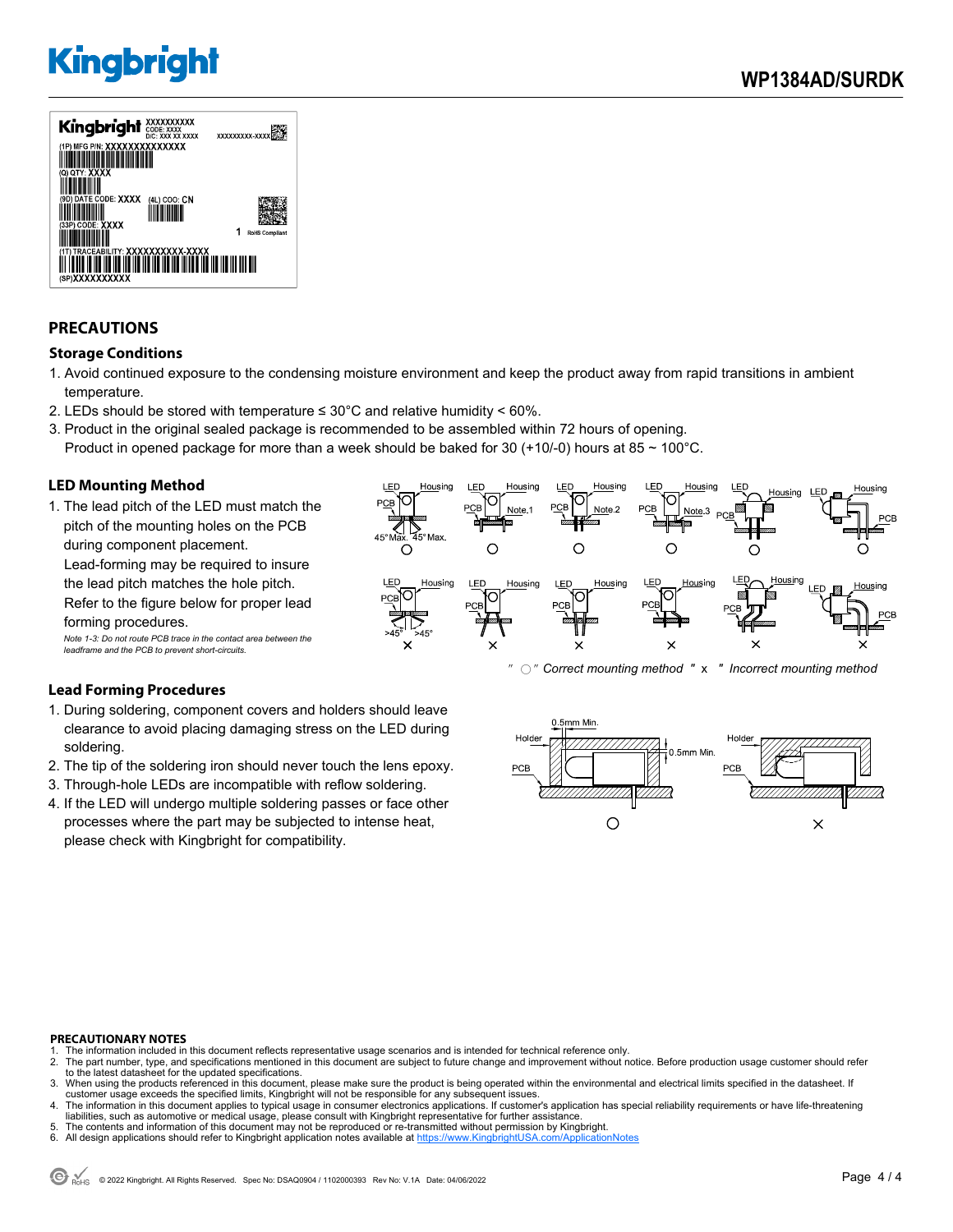## PRECAUTIONS

### Storage Conditions

1. Avoid continued exposure to the condensing moisture environment and keep the product away from rapid transitions in ambient temperature.
2. LEDs should be stored with temperature ≤ 30°C and relative humidity < 60%.
3. Product in the original sealed package is recommended to be assembled within 72 hours of opening.
   Product in opened package for more than a week should be baked for 30 (+10/-0) hours at 85 ~ 100°C.

### LED Mounting Method

1. The lead pitch of the LED must match the pitch of the mounting holes on the PCB during component placement.
   Lead-forming may be required to insure the lead pitch matches the hole pitch.
   Refer to the figure below for proper lead forming procedures.
   *Note 1-3: Do not route PCB trace in the contact area between the leadframe and the PCB to prevent short-circuits.*

LED Housing PCB 45° Max. 45° Max.
Note.1
Note.2
Note.3
>45° >45°

*" ○ " Correct mounting method " x " Incorrect mounting method*

### Lead Forming Procedures

1. During soldering, component covers and holders should leave clearance to avoid placing damaging stress on the LED during soldering.
2. The tip of the soldering iron should never touch the lens epoxy.
3. Through-hole LEDs are incompatible with reflow soldering.
4. If the LED will undergo multiple soldering passes or face other processes where the part may be subjected to intense heat, please check with Kingbright for compatibility.

0.5mm Min.
Holder
0.5mm Min.
PCB

#### PRECAUTIONARY NOTES

1. The information included in this document reflects representative usage scenarios and is intended for technical reference only.
2. The part number, type, and specifications mentioned in this document are subject to future change and improvement without notice. Before production usage customer should refer to the latest datasheet for the updated specifications.
3. When using the products referenced in this document, please make sure the product is being operated within the environmental and electrical limits specified in the datasheet. If customer usage exceeds the specified limits, Kingbright will not be responsible for any subsequent issues.
4. The information in this document applies to typical usage in consumer electronics applications. If customer's application has special reliability requirements or have life-threatening liabilities, such as automotive or medical usage, please consult with Kingbright representative for further assistance.
5. The contents and information of this document may not be reproduced or re-transmitted without permission by Kingbright.
6. All design applications should refer to Kingbright application notes available at https://www.KingbrightUSA.com/ApplicationNotes